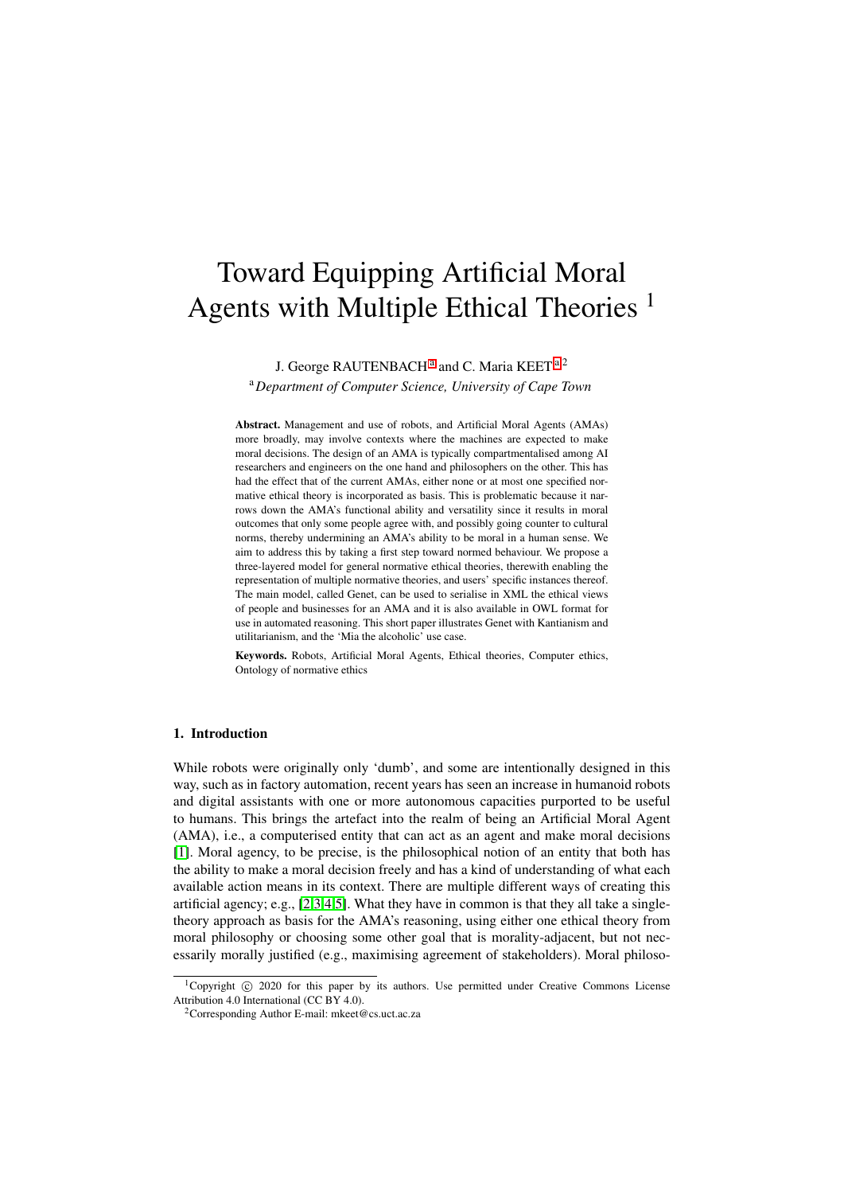# Toward Equipping Artificial Moral Agents with Multiple Ethical Theories [1]

J. George RAUTENBACH [a] and C. Maria KEET [a,2]

[a] *Department of Computer Science, University of Cape Town*

**Abstract.** Management and use of robots, and Artificial Moral Agents (AMAs) more broadly, may involve contexts where the machines are expected to make moral decisions. The design of an AMA is typically compartmentalised among AI researchers and engineers on the one hand and philosophers on the other. This has had the effect that of the current AMAs, either none or at most one specified normative ethical theory is incorporated as basis. This is problematic because it narrows down the AMA's functional ability and versatility since it results in moral outcomes that only some people agree with, and possibly going counter to cultural norms, thereby undermining an AMA's ability to be moral in a human sense. We aim to address this by taking a first step toward normed behaviour. We propose a three-layered model for general normative ethical theories, therewith enabling the representation of multiple normative theories, and users' specific instances thereof. The main model, called Genet, can be used to serialise in XML the ethical views of people and businesses for an AMA and it is also available in OWL format for use in automated reasoning. This short paper illustrates Genet with Kantianism and utilitarianism, and the 'Mia the alcoholic' use case.

**Keywords.** Robots, Artificial Moral Agents, Ethical theories, Computer ethics, Ontology of normative ethics

## 1. Introduction

While robots were originally only 'dumb', and some are intentionally designed in this way, such as in factory automation, recent years has seen an increase in humanoid robots and digital assistants with one or more autonomous capacities purported to be useful to humans. This brings the artefact into the realm of being an Artificial Moral Agent (AMA), i.e., a computerised entity that can act as an agent and make moral decisions [1]. Moral agency, to be precise, is the philosophical notion of an entity that both has the ability to make a moral decision freely and has a kind of understanding of what each available action means in its context. There are multiple different ways of creating this artificial agency; e.g., [2,3,4,5]. What they have in common is that they all take a single-theory approach as basis for the AMA's reasoning, using either one ethical theory from moral philosophy or choosing some other goal that is morality-adjacent, but not necessarily morally justified (e.g., maximising agreement of stakeholders). Moral philoso-

[1] Copyright © 2020 for this paper by its authors. Use permitted under Creative Commons License Attribution 4.0 International (CC BY 4.0).

[2] Corresponding Author E-mail: mkeet@cs.uct.ac.za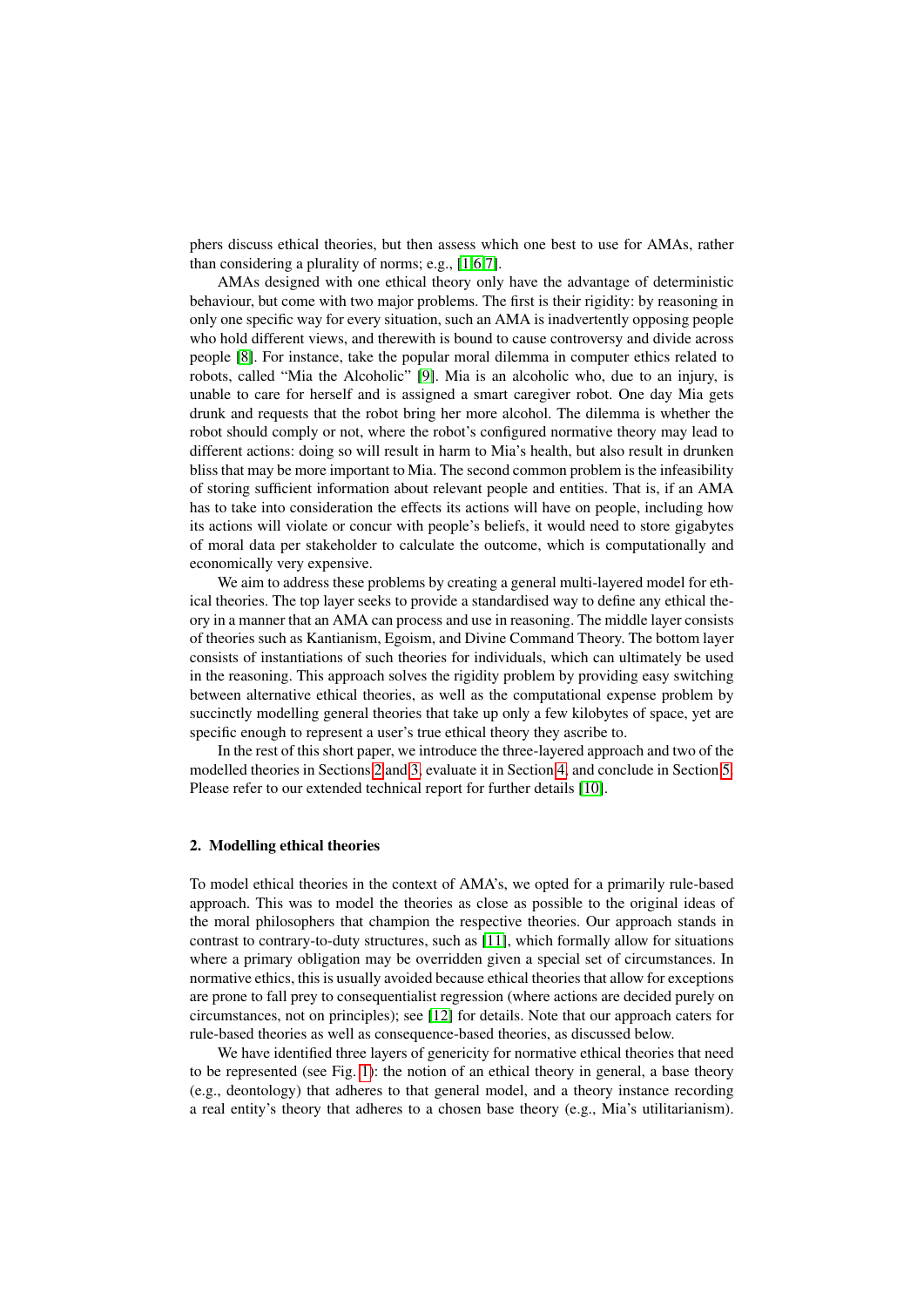phers discuss ethical theories, but then assess which one best to use for AMAs, rather than considering a plurality of norms; e.g., [1,6,7].

AMAs designed with one ethical theory only have the advantage of deterministic behaviour, but come with two major problems. The first is their rigidity: by reasoning in only one specific way for every situation, such an AMA is inadvertently opposing people who hold different views, and therewith is bound to cause controversy and divide across people [8]. For instance, take the popular moral dilemma in computer ethics related to robots, called "Mia the Alcoholic" [9]. Mia is an alcoholic who, due to an injury, is unable to care for herself and is assigned a smart caregiver robot. One day Mia gets drunk and requests that the robot bring her more alcohol. The dilemma is whether the robot should comply or not, where the robot's configured normative theory may lead to different actions: doing so will result in harm to Mia's health, but also result in drunken bliss that may be more important to Mia. The second common problem is the infeasibility of storing sufficient information about relevant people and entities. That is, if an AMA has to take into consideration the effects its actions will have on people, including how its actions will violate or concur with people's beliefs, it would need to store gigabytes of moral data per stakeholder to calculate the outcome, which is computationally and economically very expensive.

We aim to address these problems by creating a general multi-layered model for ethical theories. The top layer seeks to provide a standardised way to define any ethical theory in a manner that an AMA can process and use in reasoning. The middle layer consists of theories such as Kantianism, Egoism, and Divine Command Theory. The bottom layer consists of instantiations of such theories for individuals, which can ultimately be used in the reasoning. This approach solves the rigidity problem by providing easy switching between alternative ethical theories, as well as the computational expense problem by succinctly modelling general theories that take up only a few kilobytes of space, yet are specific enough to represent a user's true ethical theory they ascribe to.

In the rest of this short paper, we introduce the three-layered approach and two of the modelled theories in Sections 2 and 3, evaluate it in Section 4, and conclude in Section 5. Please refer to our extended technical report for further details [10].

## 2. Modelling ethical theories

To model ethical theories in the context of AMA's, we opted for a primarily rule-based approach. This was to model the theories as close as possible to the original ideas of the moral philosophers that champion the respective theories. Our approach stands in contrast to contrary-to-duty structures, such as [11], which formally allow for situations where a primary obligation may be overridden given a special set of circumstances. In normative ethics, this is usually avoided because ethical theories that allow for exceptions are prone to fall prey to consequentialist regression (where actions are decided purely on circumstances, not on principles); see [12] for details. Note that our approach caters for rule-based theories as well as consequence-based theories, as discussed below.

We have identified three layers of genericity for normative ethical theories that need to be represented (see Fig. 1): the notion of an ethical theory in general, a base theory (e.g., deontology) that adheres to that general model, and a theory instance recording a real entity's theory that adheres to a chosen base theory (e.g., Mia's utilitarianism).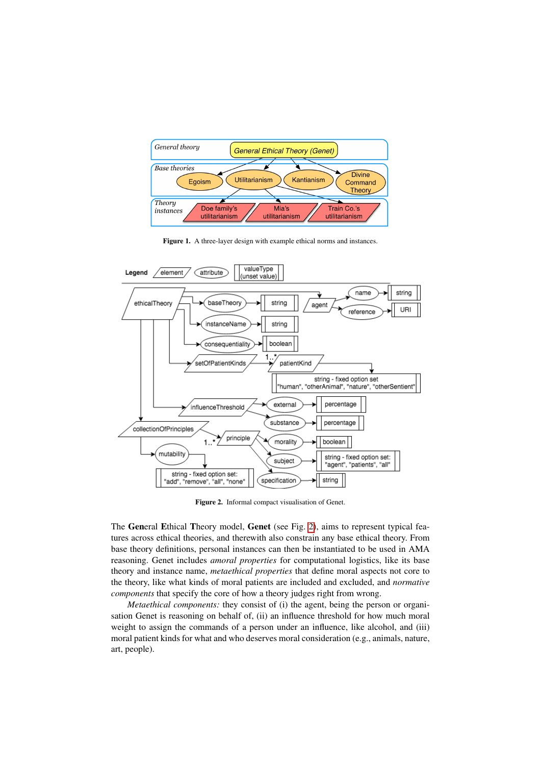Figure 1. A three-layer design with example ethical norms and instances.

Figure 2. Informal compact visualisation of Genet.

The **Gen**eral **E**thical **T**heory model, **Genet** (see Fig. 2), aims to represent typical features across ethical theories, and therewith also constrain any base ethical theory. From base theory definitions, personal instances can then be instantiated to be used in AMA reasoning. Genet includes *amoral properties* for computational logistics, like its base theory and instance name, *metaethical properties* that define moral aspects not core to the theory, like what kinds of moral patients are included and excluded, and *normative components* that specify the core of how a theory judges right from wrong.

*Metaethical components:* they consist of (i) the agent, being the person or organisation Genet is reasoning on behalf of, (ii) an influence threshold for how much moral weight to assign the commands of a person under an influence, like alcohol, and (iii) moral patient kinds for what and who deserves moral consideration (e.g., animals, nature, art, people).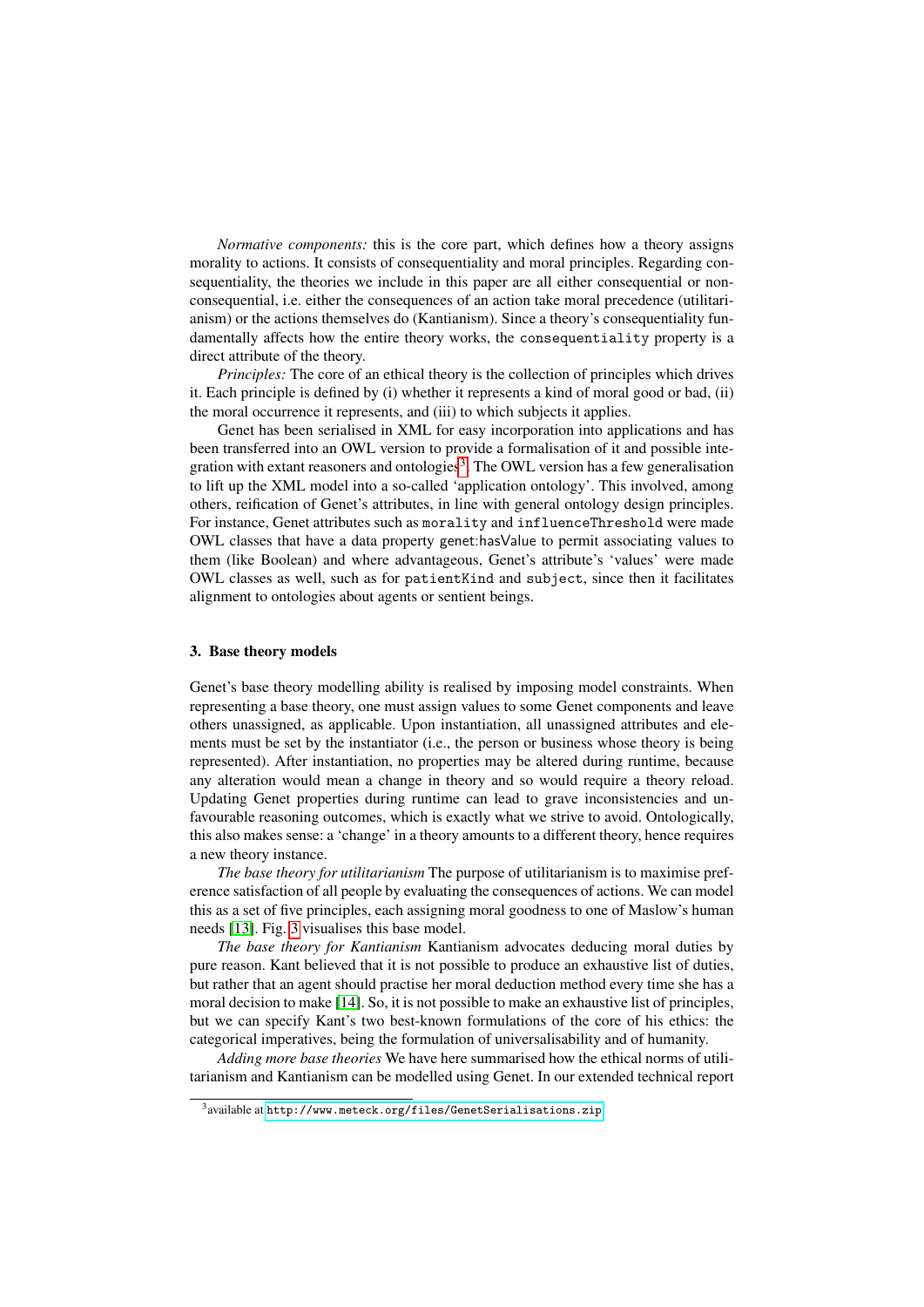*Normative components:* this is the core part, which defines how a theory assigns morality to actions. It consists of consequentiality and moral principles. Regarding consequentiality, the theories we include in this paper are all either consequential or non-consequential, i.e. either the consequences of an action take moral precedence (utilitarianism) or the actions themselves do (Kantianism). Since a theory's consequentiality fundamentally affects how the entire theory works, the `consequentiality` property is a direct attribute of the theory.

*Principles:* The core of an ethical theory is the collection of principles which drives it. Each principle is defined by (i) whether it represents a kind of moral good or bad, (ii) the moral occurrence it represents, and (iii) to which subjects it applies.

Genet has been serialised in XML for easy incorporation into applications and has been transferred into an OWL version to provide a formalisation of it and possible integration with extant reasoners and ontologies[3]. The OWL version has a few generalisation to lift up the XML model into a so-called 'application ontology'. This involved, among others, reification of Genet's attributes, in line with general ontology design principles. For instance, Genet attributes such as `morality` and `influenceThreshold` were made OWL classes that have a data property genet:hasValue to permit associating values to them (like Boolean) and where advantageous, Genet's attribute's 'values' were made OWL classes as well, such as for `patientKind` and `subject`, since then it facilitates alignment to ontologies about agents or sentient beings.

## 3. Base theory models

Genet's base theory modelling ability is realised by imposing model constraints. When representing a base theory, one must assign values to some Genet components and leave others unassigned, as applicable. Upon instantiation, all unassigned attributes and elements must be set by the instantiator (i.e., the person or business whose theory is being represented). After instantiation, no properties may be altered during runtime, because any alteration would mean a change in theory and so would require a theory reload. Updating Genet properties during runtime can lead to grave inconsistencies and unfavourable reasoning outcomes, which is exactly what we strive to avoid. Ontologically, this also makes sense: a 'change' in a theory amounts to a different theory, hence requires a new theory instance.

*The base theory for utilitarianism* The purpose of utilitarianism is to maximise preference satisfaction of all people by evaluating the consequences of actions. We can model this as a set of five principles, each assigning moral goodness to one of Maslow's human needs [13]. Fig. 3 visualises this base model.

*The base theory for Kantianism* Kantianism advocates deducing moral duties by pure reason. Kant believed that it is not possible to produce an exhaustive list of duties, but rather that an agent should practise her moral deduction method every time she has a moral decision to make [14]. So, it is not possible to make an exhaustive list of principles, but we can specify Kant's two best-known formulations of the core of his ethics: the categorical imperatives, being the formulation of universalisability and of humanity.

*Adding more base theories* We have here summarised how the ethical norms of utilitarianism and Kantianism can be modelled using Genet. In our extended technical report

[3] available at `http://www.meteck.org/files/GenetSerialisations.zip`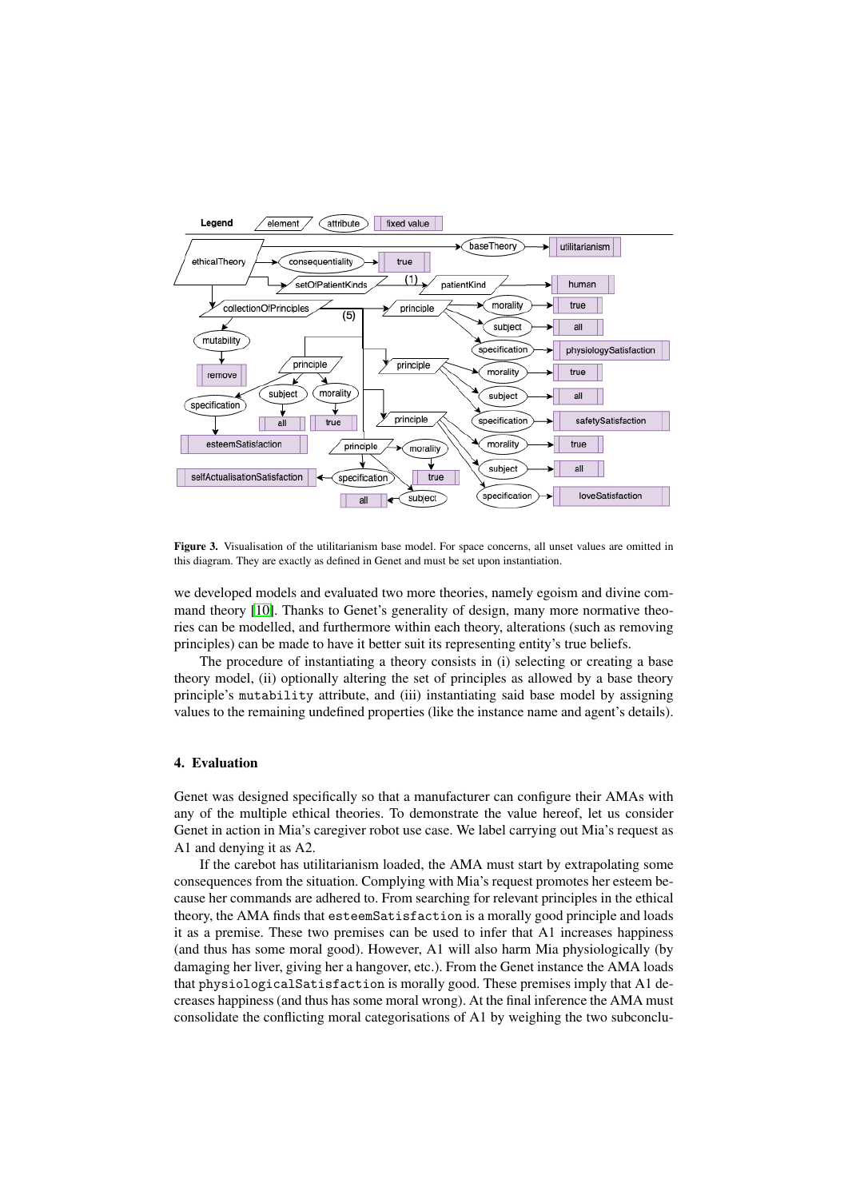**Figure 3.** Visualisation of the utilitarianism base model. For space concerns, all unset values are omitted in this diagram. They are exactly as defined in Genet and must be set upon instantiation.

we developed models and evaluated two more theories, namely egoism and divine command theory [10]. Thanks to Genet's generality of design, many more normative theories can be modelled, and furthermore within each theory, alterations (such as removing principles) can be made to have it better suit its representing entity's true beliefs.

The procedure of instantiating a theory consists in (i) selecting or creating a base theory model, (ii) optionally altering the set of principles as allowed by a base theory principle's `mutability` attribute, and (iii) instantiating said base model by assigning values to the remaining undefined properties (like the instance name and agent's details).

## 4. Evaluation

Genet was designed specifically so that a manufacturer can configure their AMAs with any of the multiple ethical theories. To demonstrate the value hereof, let us consider Genet in action in Mia's caregiver robot use case. We label carrying out Mia's request as A1 and denying it as A2.

If the carebot has utilitarianism loaded, the AMA must start by extrapolating some consequences from the situation. Complying with Mia's request promotes her esteem because her commands are adhered to. From searching for relevant principles in the ethical theory, the AMA finds that `esteemSatisfaction` is a morally good principle and loads it as a premise. These two premises can be used to infer that A1 increases happiness (and thus has some moral good). However, A1 will also harm Mia physiologically (by damaging her liver, giving her a hangover, etc.). From the Genet instance the AMA loads that `physiologicalSatisfaction` is morally good. These premises imply that A1 decreases happiness (and thus has some moral wrong). At the final inference the AMA must consolidate the conflicting moral categorisations of A1 by weighing the two subconclu-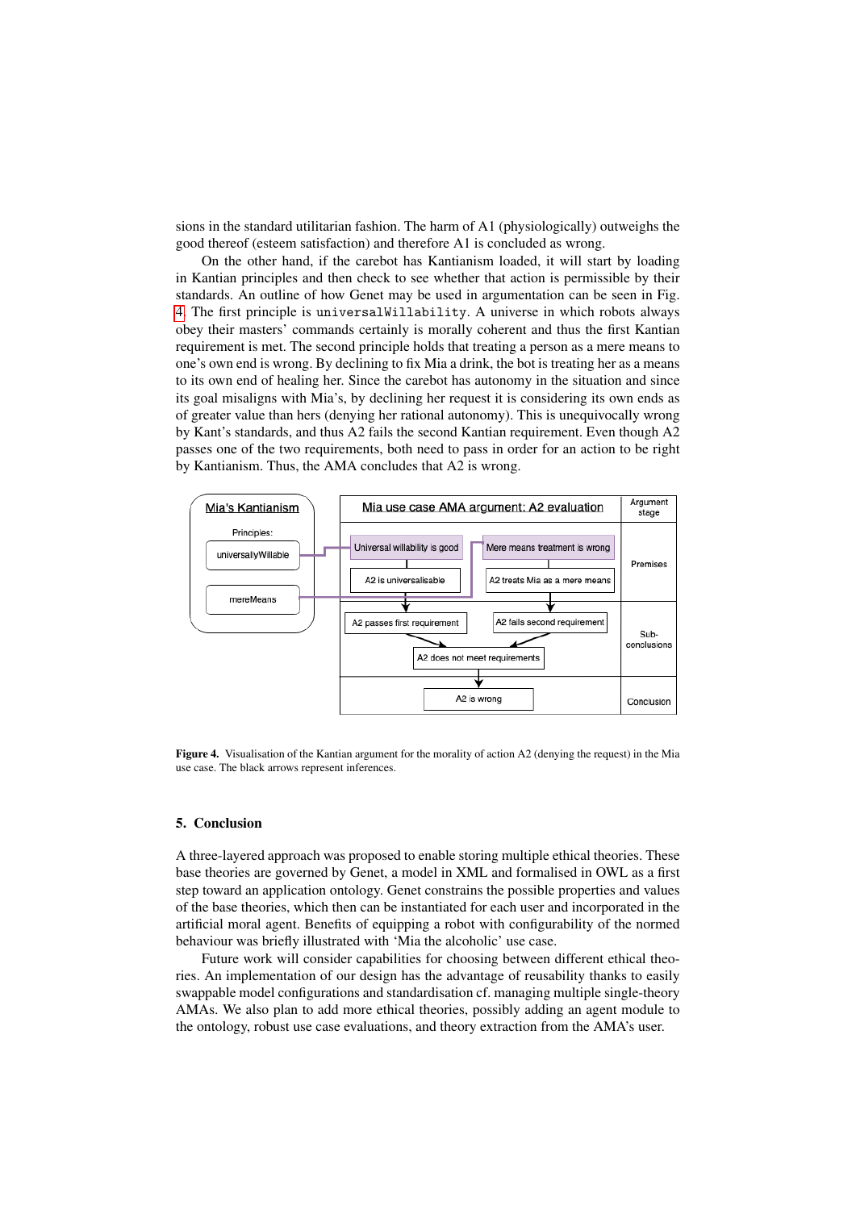sions in the standard utilitarian fashion. The harm of A1 (physiologically) outweighs the good thereof (esteem satisfaction) and therefore A1 is concluded as wrong.

On the other hand, if the carebot has Kantianism loaded, it will start by loading in Kantian principles and then check to see whether that action is permissible by their standards. An outline of how Genet may be used in argumentation can be seen in Fig. 4. The first principle is `universalWillability`. A universe in which robots always obey their masters' commands certainly is morally coherent and thus the first Kantian requirement is met. The second principle holds that treating a person as a mere means to one's own end is wrong. By declining to fix Mia a drink, the bot is treating her as a means to its own end of healing her. Since the carebot has autonomy in the situation and since its goal misaligns with Mia's, by declining her request it is considering its own ends as of greater value than hers (denying her rational autonomy). This is unequivocally wrong by Kant's standards, and thus A2 fails the second Kantian requirement. Even though A2 passes one of the two requirements, both need to pass in order for an action to be right by Kantianism. Thus, the AMA concludes that A2 is wrong.

**Figure 4.** Visualisation of the Kantian argument for the morality of action A2 (denying the request) in the Mia use case. The black arrows represent inferences.

## 5. Conclusion

A three-layered approach was proposed to enable storing multiple ethical theories. These base theories are governed by Genet, a model in XML and formalised in OWL as a first step toward an application ontology. Genet constrains the possible properties and values of the base theories, which then can be instantiated for each user and incorporated in the artificial moral agent. Benefits of equipping a robot with configurability of the normed behaviour was briefly illustrated with 'Mia the alcoholic' use case.

Future work will consider capabilities for choosing between different ethical theories. An implementation of our design has the advantage of reusability thanks to easily swappable model configurations and standardisation cf. managing multiple single-theory AMAs. We also plan to add more ethical theories, possibly adding an agent module to the ontology, robust use case evaluations, and theory extraction from the AMA's user.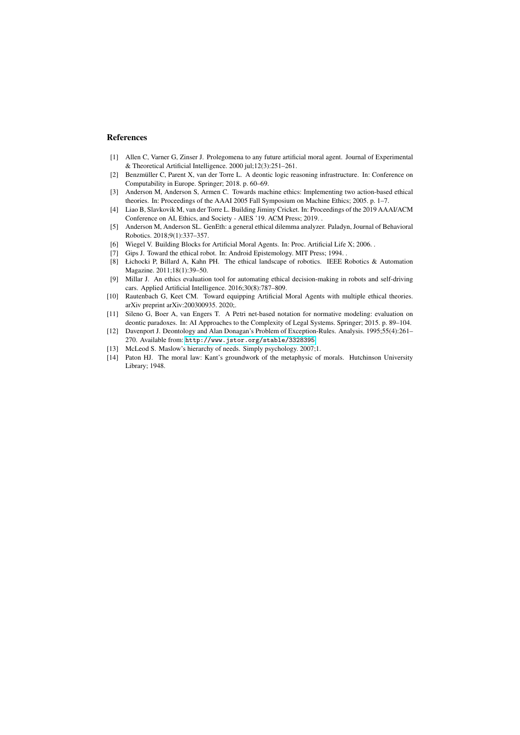## References

[1] Allen C, Varner G, Zinser J. Prolegomena to any future artificial moral agent. Journal of Experimental & Theoretical Artificial Intelligence. 2000 jul;12(3):251–261.

[2] Benzmüller C, Parent X, van der Torre L. A deontic logic reasoning infrastructure. In: Conference on Computability in Europe. Springer; 2018. p. 60–69.

[3] Anderson M, Anderson S, Armen C. Towards machine ethics: Implementing two action-based ethical theories. In: Proceedings of the AAAI 2005 Fall Symposium on Machine Ethics; 2005. p. 1–7.

[4] Liao B, Slavkovik M, van der Torre L. Building Jiminy Cricket. In: Proceedings of the 2019 AAAI/ACM Conference on AI, Ethics, and Society - AIES '19. ACM Press; 2019. .

[5] Anderson M, Anderson SL. GenEth: a general ethical dilemma analyzer. Paladyn, Journal of Behavioral Robotics. 2018;9(1):337–357.

[6] Wiegel V. Building Blocks for Artificial Moral Agents. In: Proc. Artificial Life X; 2006. .

[7] Gips J. Toward the ethical robot. In: Android Epistemology. MIT Press; 1994. .

[8] Łichocki P, Billard A, Kahn PH. The ethical landscape of robotics. IEEE Robotics & Automation Magazine. 2011;18(1):39–50.

[9] Millar J. An ethics evaluation tool for automating ethical decision-making in robots and self-driving cars. Applied Artificial Intelligence. 2016;30(8):787–809.

[10] Rautenbach G, Keet CM. Toward equipping Artificial Moral Agents with multiple ethical theories. arXiv preprint arXiv:200300935. 2020;.

[11] Sileno G, Boer A, van Engers T. A Petri net-based notation for normative modeling: evaluation on deontic paradoxes. In: AI Approaches to the Complexity of Legal Systems. Springer; 2015. p. 89–104.

[12] Davenport J. Deontology and Alan Donagan's Problem of Exception-Rules. Analysis. 1995;55(4):261–270. Available from: http://www.jstor.org/stable/3328395.

[13] McLeod S. Maslow's hierarchy of needs. Simply psychology. 2007;1.

[14] Paton HJ. The moral law: Kant's groundwork of the metaphysic of morals. Hutchinson University Library; 1948.